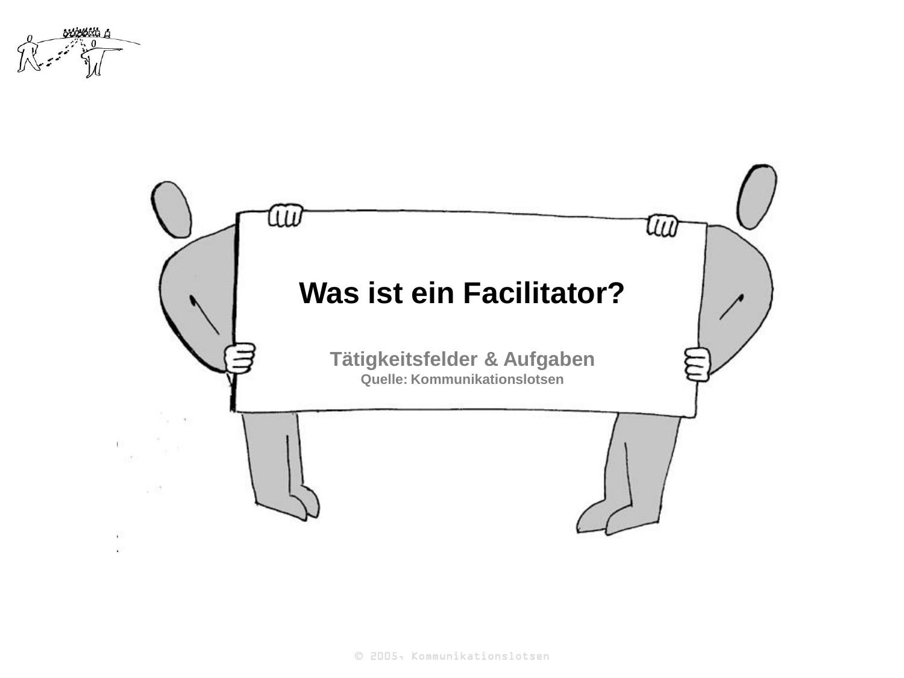# Was ist ein Facilitator?

**Tätigkeitsfelder & Aufgaben**
**Quelle: Kommunikationslotsen**

© 2005, Kommunikationslotsen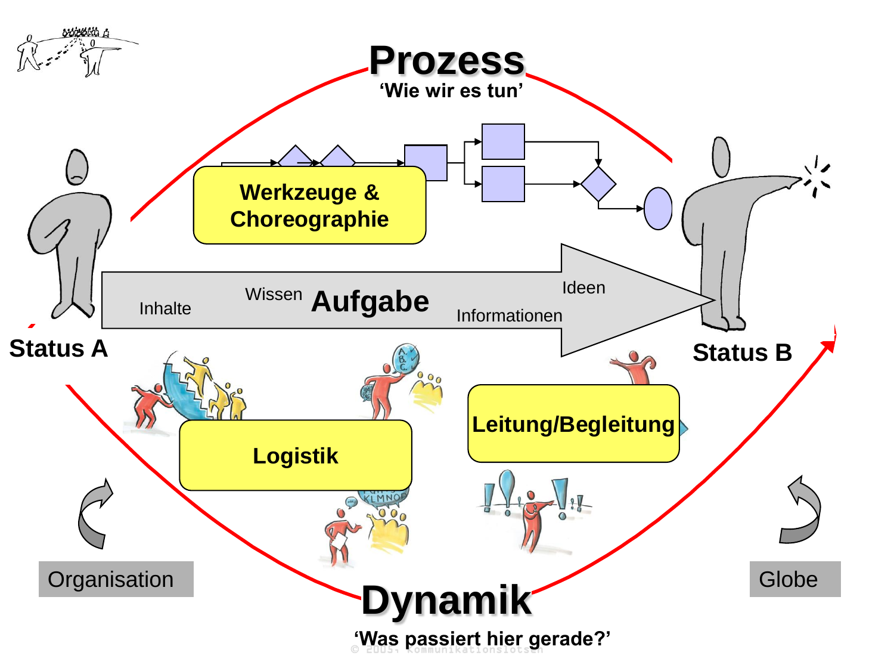# Prozess

'Wie wir es tun'

Werkzeuge & Choreographie

Status A

Inhalte

Wissen

Aufgabe

Ideen

Informationen

Status B

Logistik

Leitung/Begleitung

Organisation

Globe

# Dynamik

'Was passiert hier gerade?'

© 2005, Kommunikationslotsen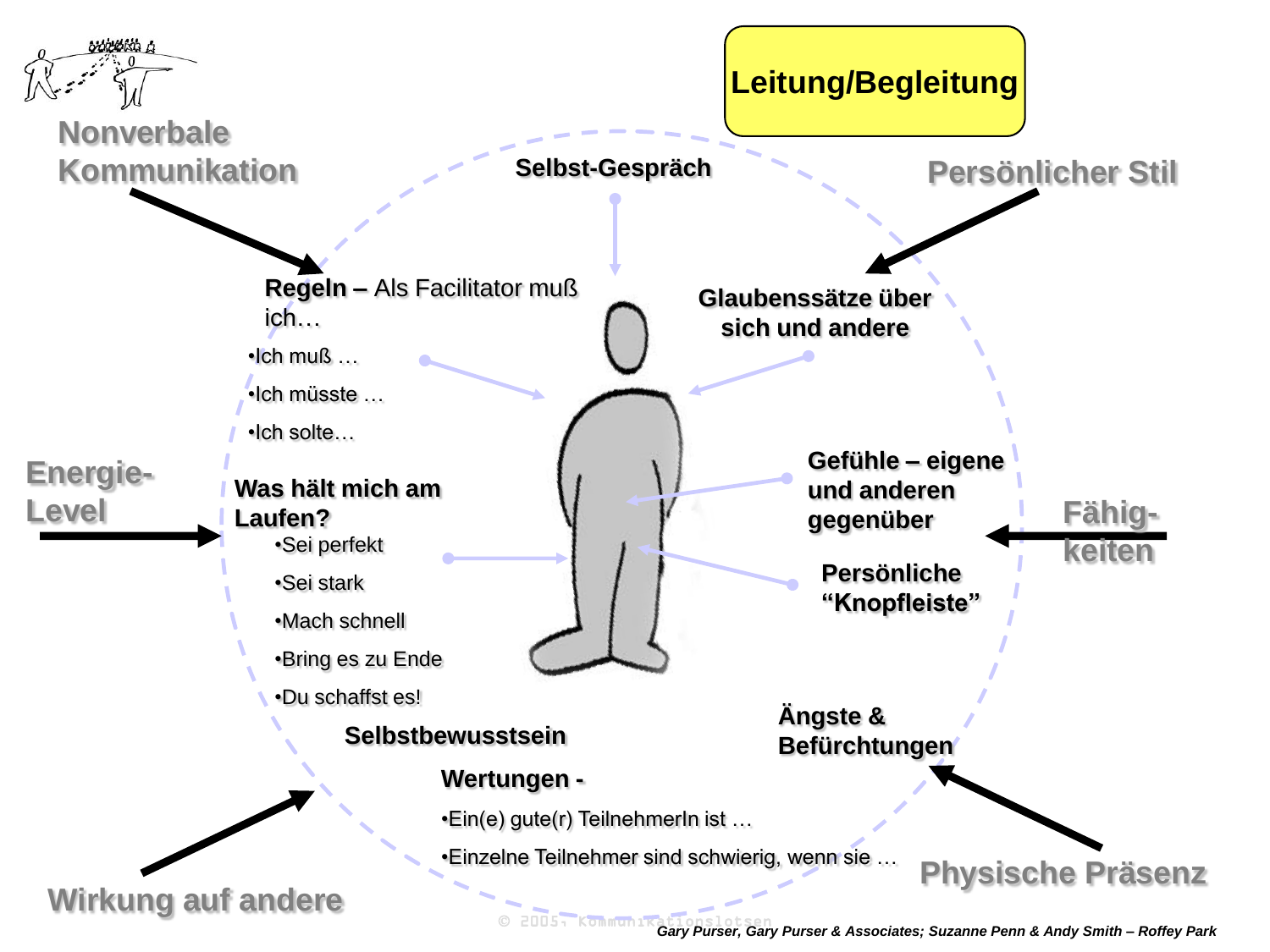# Leitung/Begleitung

**Nonverbale Kommunikation**

**Persönlicher Stil**

**Energie-Level**

**Fähigkeiten**

**Wirkung auf andere**

**Physische Präsenz**

**Selbst-Gespräch**

**Regeln** – Als Facilitator muß ich…

- Ich muß …
- Ich müsste …
- Ich solte…

**Glaubenssätze über sich und andere**

**Was hält mich am Laufen?**

- Sei perfekt
- Sei stark
- Mach schnell
- Bring es zu Ende
- Du schaffst es!

**Gefühle – eigene und anderen gegenüber**

**Persönliche "Knopfleiste"**

**Selbstbewusstsein**

**Ängste & Befürchtungen**

**Wertungen -**

- Ein(e) gute(r) TeilnehmerIn ist …
- Einzelne Teilnehmer sind schwierig, wenn sie …

© 2005, Kommunikationslotsen

*Gary Purser, Gary Purser & Associates; Suzanne Penn & Andy Smith – Roffey Park*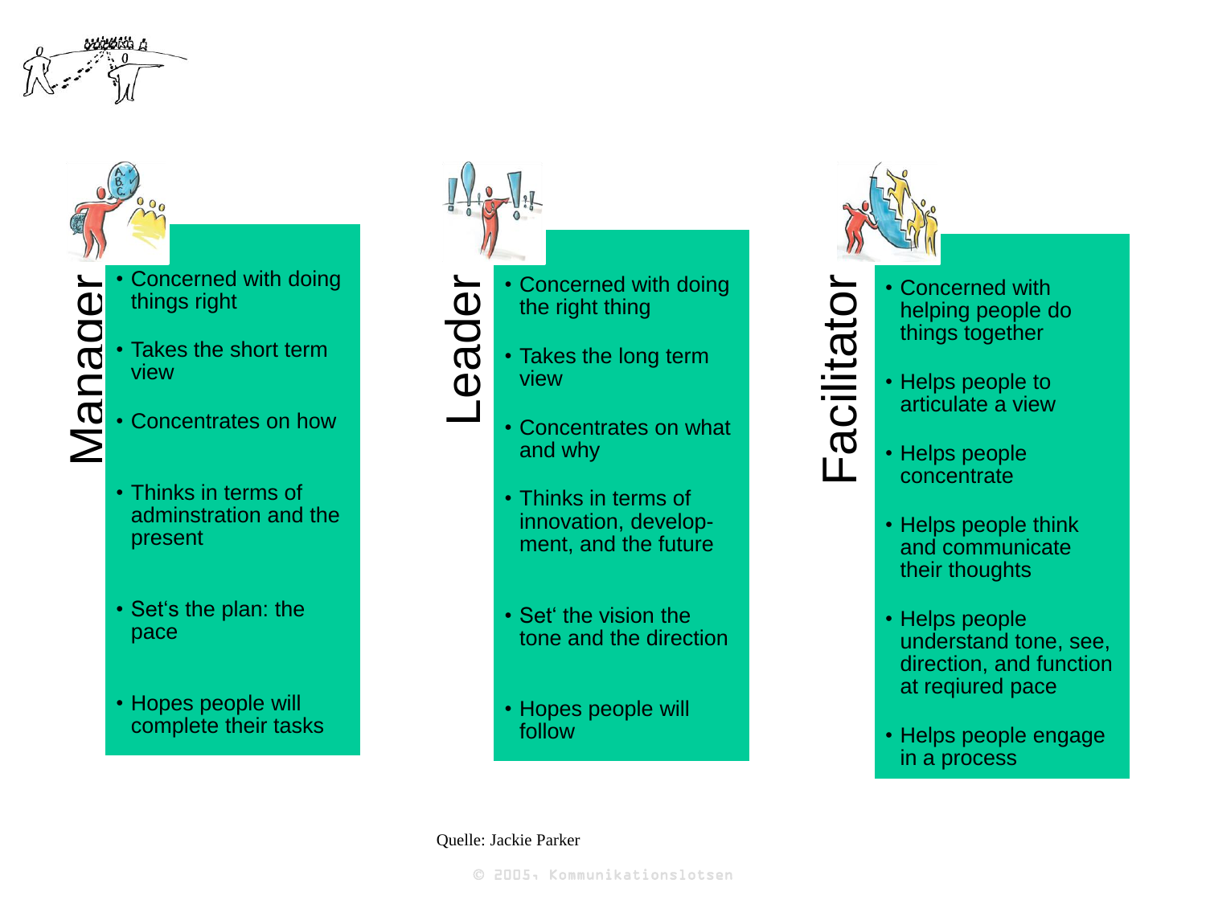## Manager

- Concerned with doing things right
- Takes the short term view
- Concentrates on how
- Thinks in terms of adminstration and the present
- Set's the plan: the pace
- Hopes people will complete their tasks

## Leader

- Concerned with doing the right thing
- Takes the long term view
- Concentrates on what and why
- Thinks in terms of innovation, develop-ment, and the future
- Set' the vision the tone and the direction
- Hopes people will follow

## Facilitator

- Concerned with helping people do things together
- Helps people to articulate a view
- Helps people concentrate
- Helps people think and communicate their thoughts
- Helps people understand tone, see, direction, and function at reqiured pace
- Helps people engage in a process

Quelle: Jackie Parker

© 2005, Kommunikationslotsen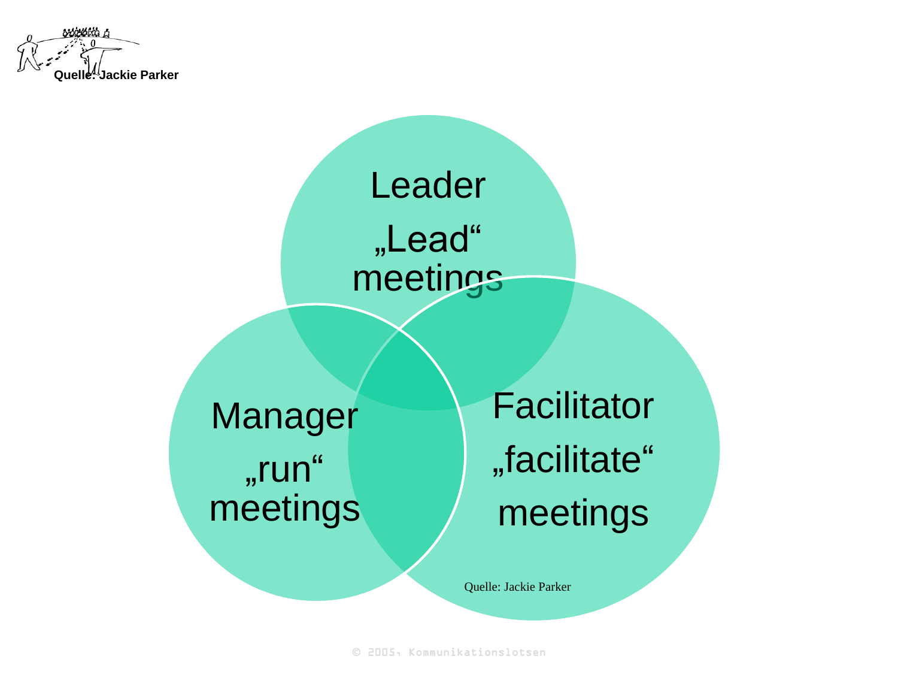Quelle: Jackie Parker

Leader

„Lead“ meetings

Manager

„run“ meetings

Facilitator

„facilitate“ meetings

Quelle: Jackie Parker